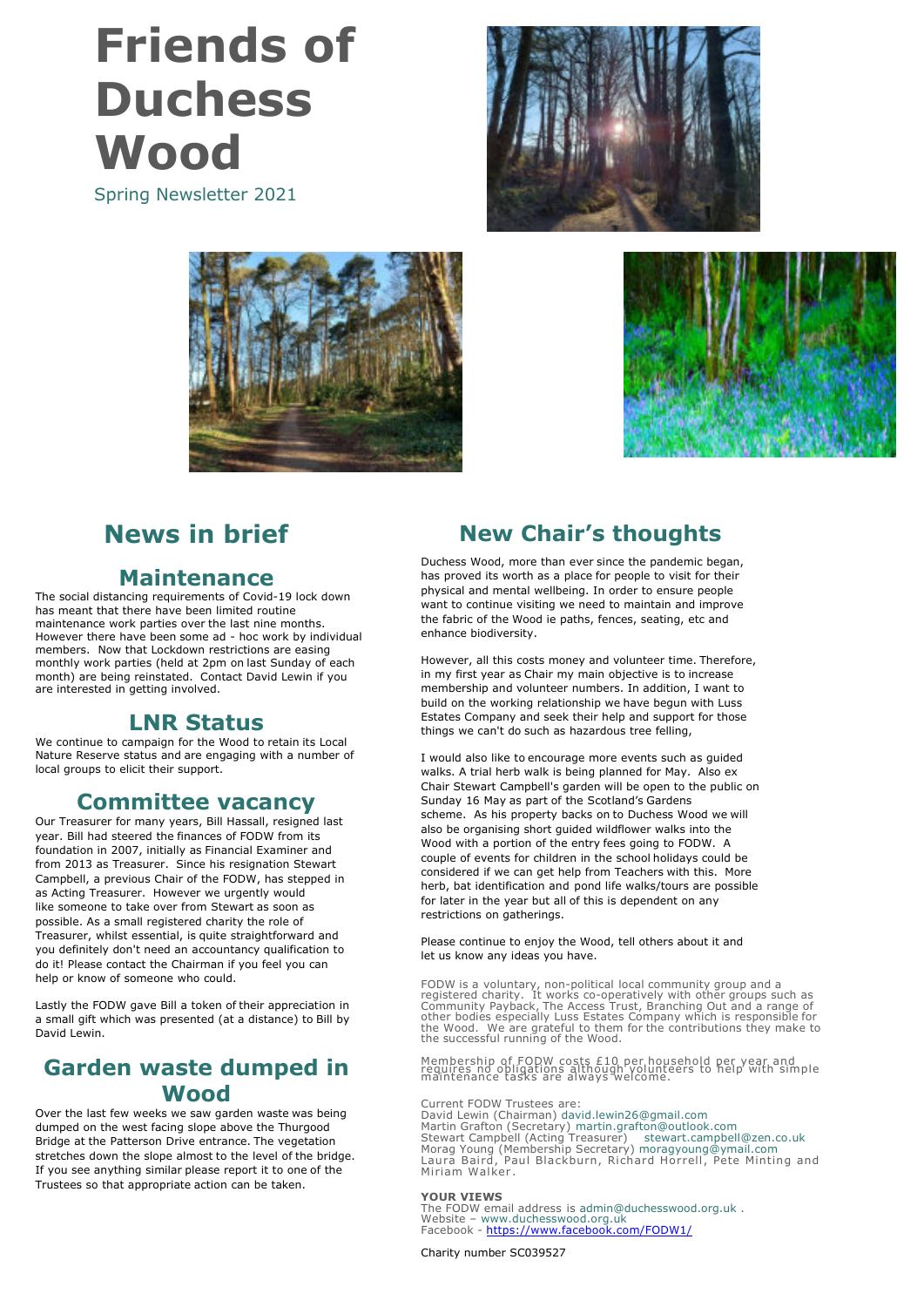# Friends of Duchess Wood

Spring Newsletter 2021

## News in brief

### Maintenance

The social distancing requirements of Covid-19 lock down has meant that there have been limited routine maintenance work parties over the last nine months. However there have been some ad - hoc work by individual members. Now that Lockdown restrictions are easing monthly work parties (held at 2pm on last Sunday of each month) are being reinstated. Contact David Lewin if you are interested in getting involved.

### LNR Status

We continue to campaign for the Wood to retain its Local Nature Reserve status and are engaging with a number of local groups to elicit their support.

### Committee vacancy

Our Treasurer for many years, Bill Hassall, resigned last year. Bill had steered the finances of FODW from its foundation in 2007, initially as Financial Examiner and from 2013 as Treasurer. Since his resignation Stewart Campbell, a previous Chair of the FODW, has stepped in as Acting Treasurer. However we urgently would like someone to take over from Stewart as soon as possible. As a small registered charity the role of Treasurer, whilst essential, is quite straightforward and you definitely don't need an accountancy qualification to do it! Please contact the Chairman if you feel you can help or know of someone who could.

Lastly the FODW gave Bill a token of their appreciation in a small gift which was presented (at a distance) to Bill by David Lewin.

### Garden waste dumped in Wood

Over the last few weeks we saw garden waste was being dumped on the west facing slope above the Thurgood Bridge at the Patterson Drive entrance. The vegetation stretches down the slope almost to the level of the bridge. If you see anything similar please report it to one of the Trustees so that appropriate action can be taken.

## New Chair's thoughts

Duchess Wood, more than ever since the pandemic began, has proved its worth as a place for people to visit for their physical and mental wellbeing. In order to ensure people want to continue visiting we need to maintain and improve the fabric of the Wood ie paths, fences, seating, etc and enhance biodiversity.

However, all this costs money and volunteer time. Therefore, in my first year as Chair my main objective is to increase membership and volunteer numbers. In addition, I want to build on the working relationship we have begun with Luss Estates Company and seek their help and support for those things we can't do such as hazardous tree felling,

I would also like to encourage more events such as guided walks. A trial herb walk is being planned for May. Also ex Chair Stewart Campbell's garden will be open to the public on Sunday 16 May as part of the Scotland's Gardens scheme. As his property backs on to Duchess Wood we will also be organising short guided wildflower walks into the Wood with a portion of the entry fees going to FODW. A couple of events for children in the school holidays could be considered if we can get help from Teachers with this. More herb, bat identification and pond life walks/tours are possible for later in the year but all of this is dependent on any restrictions on gatherings.

Please continue to enjoy the Wood, tell others about it and let us know any ideas you have.

FODW is a voluntary, non-political local community group and a registered charity. It works co-operatively with other groups such as Community Payback, The Access Trust, Branching Out and a range of other bodies especially Luss Estates Company which is responsible for the Wood. We are grateful to them for the contributions they make to the successful running of the Wood.

Membership of FODW costs £10 per household per year and requires no obligations although volunteers to help with simple maintenance tasks are always welcome.

Current FODW Trustees are:
David Lewin (Chairman) david.lewin26@gmail.com
Martin Grafton (Secretary) martin.grafton@outlook.com
Stewart Campbell (Acting Treasurer) stewart.campbell@zen.co.uk
Morag Young (Membership Secretary) moragyoung@ymail.com
Laura Baird, Paul Blackburn, Richard Horrell, Pete Minting and Miriam Walker.

**YOUR VIEWS**
The FODW email address is admin@duchesswood.org.uk .
Website – www.duchesswood.org.uk
Facebook - https://www.facebook.com/FODW1/

Charity number SC039527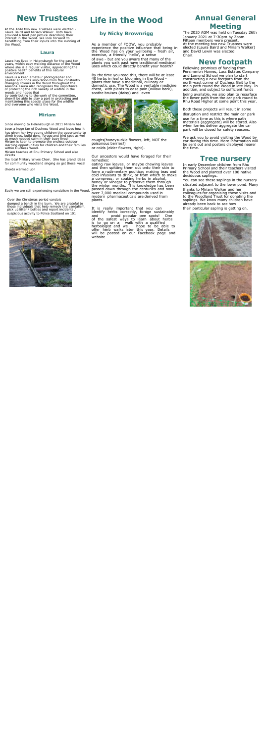# New Trustees

At the AGM two new Trustees were elected - Laura Baird and Miriam Walker. Both have provided a brief pen picture describing their interest in the Wood. We look forward to benefitting from their inputs into the running of the Wood.

### Laura

Laura has lived in Helensburgh for the past ten years, within easy walking distance of the Wood where she is a regular visitor, appreciating the positive health benefits of this natural environment.

Laura is a keen amateur photographer and painter and finds inspiration from the constantly changing colours in the Wood throughout the seasons. Laura also recognises the importance of protecting the rich variety of wildlife in the woods and hopes that by contributing to the work of the committee, shewill be able to play a part in protecting and maintaining this special place for the wildlife and everyone who visits the Wood.

### Miriam

Since moving to Helensburgh in 2011 Miriam has been a huge fan of Duchess Wood and loves how it has given her two young children the opportunity to climb trees, build dens, forage and bird spot as well as much needed calm in their busy lives! Miriam is keen to promote the endless outdoor learning opportunities for children and their families within Duchess Wood.

Miriam teaches at Rhu Primary School and also directs the local Military Wives Choir. She has grand ideas for community woodland singing so get those vocal chords warmed up!

# Vandalism

Sadly we are still experiencing vandalism in the Wood.

Over the Christmas period vandals dumped a bench in the burn. We are grateful to those individuals that help remedy the vandalism, pick up litter / bottles and report incidents / suspicious activity to Police Scotland on 101

# Life in the Wood

### by Nicky Brownrigg

As a member of FODW, you probably experience the positive influence that being in the Wood has on your wellbeing - fresh air, exercise, a friendly 'hello', a sense of awe - but are you aware that many of the plants you walk past have traditional medicinal uses which could directly benefit your health?

By the time you read this, there will be at least 40 herbs in leaf or blooming in the Wood - plants that have a medicinal, culinary or domestic use. The Wood is a veritable medicine chest, with plants to ease pain (willow bark), soothe bruises (daisy) and even coughs(honeysuckle flowers, left, NOT the poisonous berries!) or colds (elder flowers, right).

Our ancestors would have foraged for their remedies:

eating raw leaves, or maybe chewing leaves and then spitting them out onto their skin to form a rudimentary poultice; making teas and cold infusions to drink, or from which to make a compress; or soaking herbs in alcohol, honey or vinegar to preserve them through the winter months. This knowledge has been passed down through the centuries and now over 7,000 medical compounds used in modern pharmaceuticals are derived from plants.

It is really important that you can identify herbs correctly, forage sustainably and avoid popular pee spots! One of the safest ways to learn about herbs is to go on a walk with a qualified herbologist and we hope to be able to offer herb walks later this year. Details will be posted on our Facebook page and website.

# Annual General Meeting

The 2020 AGM was held on Tuesday 26th January 2021 at 7:30pm by Zoom. Fifteen members were present. At the meeting two new Trustees were elected (Laura Baird and Miriam Walker) and David Lewin was elected Chair.

# New footpath

Following promises of funding from Persimmon Homes, Luss Estates Company and Lomond School we plan to start constructing a new footpath from the north-east corner of Duchess Gait to the main path round the Wood in late May. In addition, and subject to sufficient funds being available, we also plan to resurface the lower path from the car park round to Rhu Road Higher at some point this year.

Both these projects will result in some disruption and restrict the main car park use for a time as this is where path materials (aggregate) will be stored. Also when lorries deliver aggregate the car park will be closed for safety reasons.

We ask you to avoid visiting the Wood by car during this time. More information will be sent out and posters displayed nearer the time.

# Tree nursery

In early December children from Rhu Primary School and their teachers visited the Wood and planted over 100 native deciduous saplings.

You can see these saplings in the nursery situated adjacent to the lower pond. Many thanks to Miriam Walker and her colleagues for organising these visits and to the Woodland Trust for donating the saplings. We know many children have already been back to see how their particular sapling is getting on.